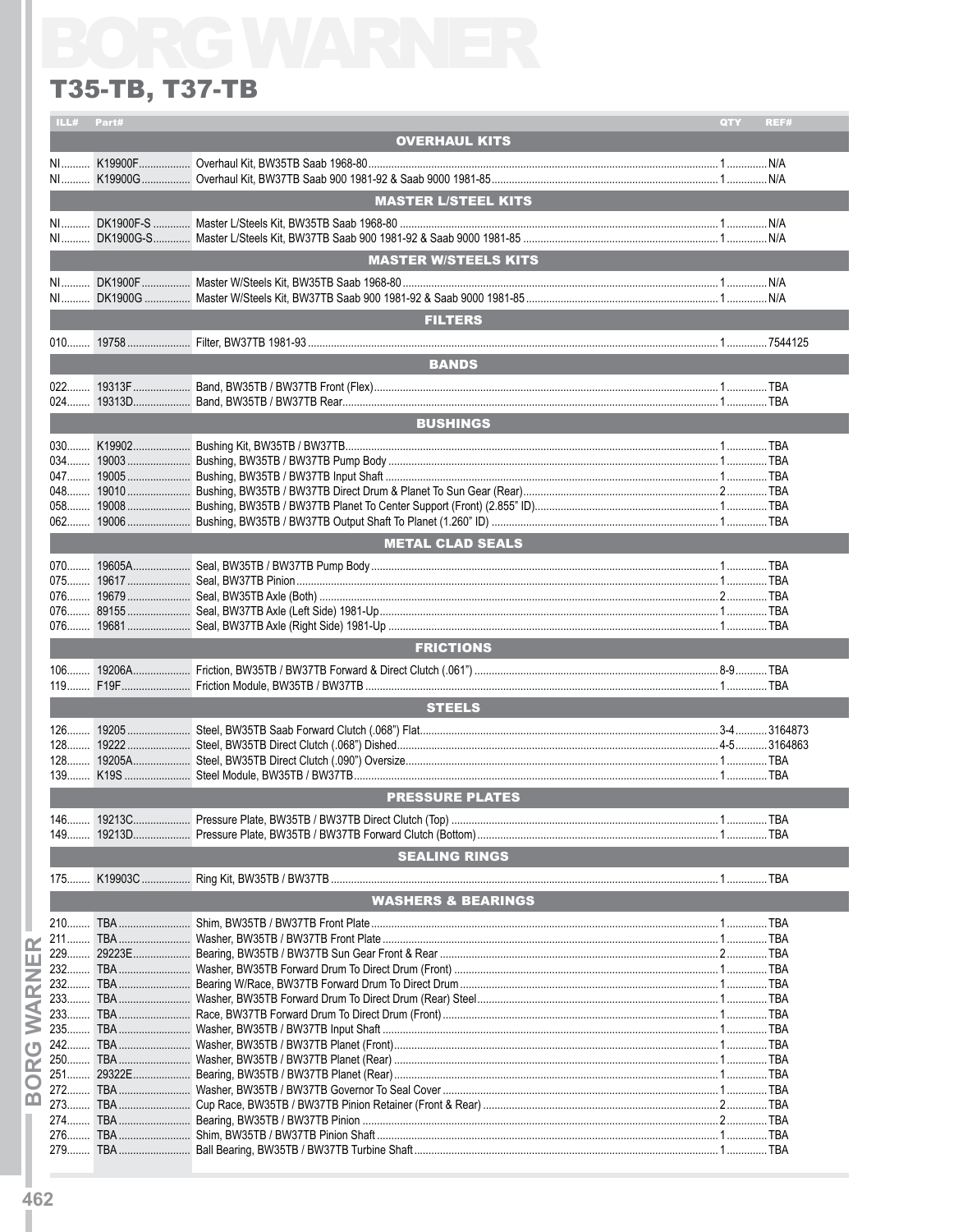# BORG WARNER

## T35-TB, T37-TB

| ILL# | Part# | | QTY | REF# |
|---|---|---|---|---|
| | | **OVERHAUL KITS** | | |
| NI | K19900F | Overhaul Kit, BW35TB Saab 1968-80 | 1 | N/A |
| NI | K19900G | Overhaul Kit, BW37TB Saab 900 1981-92 & Saab 9000 1981-85 | 1 | N/A |
| | | **MASTER L/STEEL KITS** | | |
| NI | DK1900F-S | Master L/Steels Kit, BW35TB Saab 1968-80 | 1 | N/A |
| NI | DK1900G-S | Master L/Steels Kit, BW37TB Saab 900 1981-92 & Saab 9000 1981-85 | 1 | N/A |
| | | **MASTER W/STEELS KITS** | | |
| NI | DK1900F | Master W/Steels Kit, BW35TB Saab 1968-80 | 1 | N/A |
| NI | DK1900G | Master W/Steels Kit, BW37TB Saab 900 1981-92 & Saab 9000 1981-85 | 1 | N/A |
| | | **FILTERS** | | |
| 010 | 19758 | Filter, BW37TB 1981-93 | 1 | 7544125 |
| | | **BANDS** | | |
| 022 | 19313F | Band, BW35TB / BW37TB Front (Flex) | 1 | TBA |
| 024 | 19313D | Band, BW35TB / BW37TB Rear | 1 | TBA |
| | | **BUSHINGS** | | |
| 030 | K19902 | Bushing Kit, BW35TB / BW37TB | 1 | TBA |
| 034 | 19003 | Bushing, BW35TB / BW37TB Pump Body | 1 | TBA |
| 047 | 19005 | Bushing, BW35TB / BW37TB Input Shaft | 1 | TBA |
| 048 | 19010 | Bushing, BW35TB / BW37TB Direct Drum & Planet To Sun Gear (Rear) | 2 | TBA |
| 058 | 19008 | Bushing, BW35TB / BW37TB Planet To Center Support (Front) (2.855" ID) | 1 | TBA |
| 062 | 19006 | Bushing, BW35TB / BW37TB Output Shaft To Planet (1.260" ID) | 1 | TBA |
| | | **METAL CLAD SEALS** | | |
| 070 | 19605A | Seal, BW35TB / BW37TB Pump Body | 1 | TBA |
| 075 | 19617 | Seal, BW37TB Pinion | 1 | TBA |
| 076 | 19679 | Seal, BW35TB Axle (Both) | 2 | TBA |
| 076 | 89155 | Seal, BW37TB Axle (Left Side) 1981-Up | 1 | TBA |
| 076 | 19681 | Seal, BW37TB Axle (Right Side) 1981-Up | 1 | TBA |
| | | **FRICTIONS** | | |
| 106 | 19206A | Friction, BW35TB / BW37TB Forward & Direct Clutch (.061") | 8-9 | TBA |
| 119 | F19F | Friction Module, BW35TB / BW37TB | 1 | TBA |
| | | **STEELS** | | |
| 126 | 19205 | Steel, BW35TB Saab Forward Clutch (.068") Flat | 3-4 | 3164873 |
| 128 | 19222 | Steel, BW35TB Direct Clutch (.068") Dished | 4-5 | 3164863 |
| 128 | 19205A | Steel, BW35TB Direct Clutch (.090") Oversize | 1 | TBA |
| 139 | K19S | Steel Module, BW35TB / BW37TB | 1 | TBA |
| | | **PRESSURE PLATES** | | |
| 146 | 19213C | Pressure Plate, BW35TB / BW37TB Direct Clutch (Top) | 1 | TBA |
| 149 | 19213D | Pressure Plate, BW35TB / BW37TB Forward Clutch (Bottom) | 1 | TBA |
| | | **SEALING RINGS** | | |
| 175 | K19903C | Ring Kit, BW35TB / BW37TB | 1 | TBA |
| | | **WASHERS & BEARINGS** | | |
| 210 | TBA | Shim, BW35TB / BW37TB Front Plate | 1 | TBA |
| 211 | TBA | Washer, BW35TB / BW37TB Front Plate | 1 | TBA |
| 229 | 29223E | Bearing, BW35TB / BW37TB Sun Gear Front & Rear | 2 | TBA |
| 232 | TBA | Washer, BW35TB Forward Drum To Direct Drum (Front) | 1 | TBA |
| 232 | TBA | Bearing W/Race, BW37TB Forward Drum To Direct Drum | 1 | TBA |
| 233 | TBA | Washer, BW35TB Forward Drum To Direct Drum (Rear) Steel | 1 | TBA |
| 233 | TBA | Race, BW37TB Forward Drum To Direct Drum (Front) | 1 | TBA |
| 235 | TBA | Washer, BW35TB / BW37TB Input Shaft | 1 | TBA |
| 242 | TBA | Washer, BW35TB / BW37TB Planet (Front) | 1 | TBA |
| 250 | TBA | Washer, BW35TB / BW37TB Planet (Rear) | 1 | TBA |
| 251 | 29322E | Bearing, BW35TB / BW37TB Planet (Rear) | 1 | TBA |
| 272 | TBA | Washer, BW35TB / BW37TB Governor To Seal Cover | 1 | TBA |
| 273 | TBA | Cup Race, BW35TB / BW37TB Pinion Retainer (Front & Rear) | 2 | TBA |
| 274 | TBA | Bearing, BW35TB / BW37TB Pinion | 2 | TBA |
| 276 | TBA | Shim, BW35TB / BW37TB Pinion Shaft | 1 | TBA |
| 279 | TBA | Ball Bearing, BW35TB / BW37TB Turbine Shaft | 1 | TBA |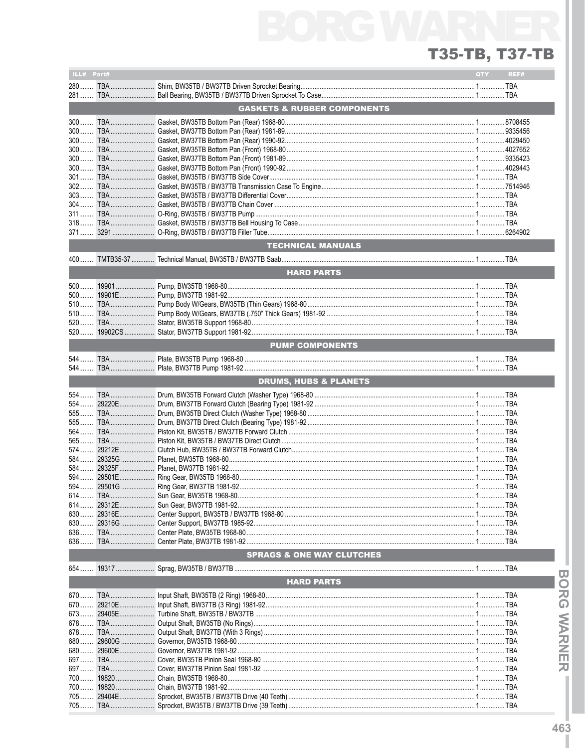# T35-TB, T37-TB

| ILL# | Part# | | QTY | REF# |
|---|---|---|---|---|
| 280 | TBA | Shim, BW35TB / BW37TB Driven Sprocket Bearing | 1 | TBA |
| 281 | TBA | Ball Bearing, BW35TB / BW37TB Driven Sprocket To Case | 1 | TBA |
| | | **GASKETS & RUBBER COMPONENTS** | | |
| 300 | TBA | Gasket, BW35TB Bottom Pan (Rear) 1968-80 | 1 | 8708455 |
| 300 | TBA | Gasket, BW37TB Bottom Pan (Rear) 1981-89 | 1 | 9335456 |
| 300 | TBA | Gasket, BW37TB Bottom Pan (Rear) 1990-92 | 1 | 4029450 |
| 300 | TBA | Gasket, BW35TB Bottom Pan (Front) 1968-80 | 1 | 4027652 |
| 300 | TBA | Gasket, BW37TB Bottom Pan (Front) 1981-89 | 1 | 9335423 |
| 300 | TBA | Gasket, BW37TB Bottom Pan (Front) 1990-92 | 1 | 4029443 |
| 301 | TBA | Gasket, BW35TB / BW37TB Side Cover | 1 | TBA |
| 302 | TBA | Gasket, BW35TB / BW37TB Transmission Case To Engine | 1 | 7514946 |
| 303 | TBA | Gasket, BW35TB / BW37TB Differential Cover | 1 | TBA |
| 304 | TBA | Gasket, BW35TB / BW37TB Chain Cover | 1 | TBA |
| 311 | TBA | O-Ring, BW35TB / BW37TB Pump | 1 | TBA |
| 318 | TBA | Gasket, BW35TB / BW37TB Bell Housing To Case | 1 | TBA |
| 371 | 3291 | O-Ring, BW35TB / BW37TB Filler Tube | 1 | 6264902 |
| | | **TECHNICAL MANUALS** | | |
| 400 | TMTB35-37 | Technical Manual, BW35TB / BW37TB Saab | 1 | TBA |
| | | **HARD PARTS** | | |
| 500 | 19901 | Pump, BW35TB 1968-80 | 1 | TBA |
| 500 | 19901E | Pump, BW37TB 1981-92 | 1 | TBA |
| 510 | TBA | Pump Body W/Gears, BW35TB (Thin Gears) 1968-80 | 1 | TBA |
| 510 | TBA | Pump Body W/Gears, BW37TB (.750" Thick Gears) 1981-92 | 1 | TBA |
| 520 | TBA | Stator, BW35TB Support 1968-80 | 1 | TBA |
| 520 | 19902CS | Stator, BW37TB Support 1981-92 | 1 | TBA |
| | | **PUMP COMPONENTS** | | |
| 544 | TBA | Plate, BW35TB Pump 1968-80 | 1 | TBA |
| 544 | TBA | Plate, BW37TB Pump 1981-92 | 1 | TBA |
| | | **DRUMS, HUBS & PLANETS** | | |
| 554 | TBA | Drum, BW35TB Forward Clutch (Washer Type) 1968-80 | 1 | TBA |
| 554 | 29220E | Drum, BW37TB Forward Clutch (Bearing Type) 1981-92 | 1 | TBA |
| 555 | TBA | Drum, BW35TB Direct Clutch (Washer Type) 1968-80 | 1 | TBA |
| 555 | TBA | Drum, BW37TB Direct Clutch (Bearing Type) 1981-92 | 1 | TBA |
| 564 | TBA | Piston Kit, BW35TB / BW37TB Forward Clutch | 1 | TBA |
| 565 | TBA | Piston Kit, BW35TB / BW37TB Direct Clutch | 1 | TBA |
| 574 | 29212E | Clutch Hub, BW35TB / BW37TB Forward Clutch | 1 | TBA |
| 584 | 29325G | Planet, BW35TB 1968-80 | 1 | TBA |
| 584 | 29325F | Planet, BW37TB 1981-92 | 1 | TBA |
| 594 | 29501E | Ring Gear, BW35TB 1968-80 | 1 | TBA |
| 594 | 29501G | Ring Gear, BW37TB 1981-92 | 1 | TBA |
| 614 | TBA | Sun Gear, BW35TB 1968-80 | 1 | TBA |
| 614 | 29312E | Sun Gear, BW37TB 1981-92 | 1 | TBA |
| 630 | 29316E | Center Support, BW35TB / BW37TB 1968-80 | 1 | TBA |
| 630 | 29316G | Center Support, BW37TB 1985-92 | 1 | TBA |
| 636 | TBA | Center Plate, BW35TB 1968-80 | 1 | TBA |
| 636 | TBA | Center Plate, BW37TB 1981-92 | 1 | TBA |
| | | **SPRAGS & ONE WAY CLUTCHES** | | |
| 654 | 19317 | Sprag, BW35TB / BW37TB | 1 | TBA |
| | | **HARD PARTS** | | |
| 670 | TBA | Input Shaft, BW35TB (2 Ring) 1968-80 | 1 | TBA |
| 670 | 29210E | Input Shaft, BW37TB (3 Ring) 1981-92 | 1 | TBA |
| 673 | 29405E | Turbine Shaft, BW35TB / BW37TB | 1 | TBA |
| 678 | TBA | Output Shaft, BW35TB (No Rings) | 1 | TBA |
| 678 | TBA | Output Shaft, BW37TB (With 3 Rings) | 1 | TBA |
| 680 | 29600G | Governor, BW35TB 1968-80 | 1 | TBA |
| 680 | 29600E | Governor, BW37TB 1981-92 | 1 | TBA |
| 697 | TBA | Cover, BW35TB Pinion Seal 1968-80 | 1 | TBA |
| 697 | TBA | Cover, BW37TB Pinion Seal 1981-92 | 1 | TBA |
| 700 | 19820 | Chain, BW35TB 1968-80 | 1 | TBA |
| 700 | 19820 | Chain, BW37TB 1981-92 | 1 | TBA |
| 705 | 29404E | Sprocket, BW35TB / BW37TB Drive (40 Teeth) | 1 | TBA |
| 705 | TBA | Sprocket, BW35TB / BW37TB Drive (39 Teeth) | 1 | TBA |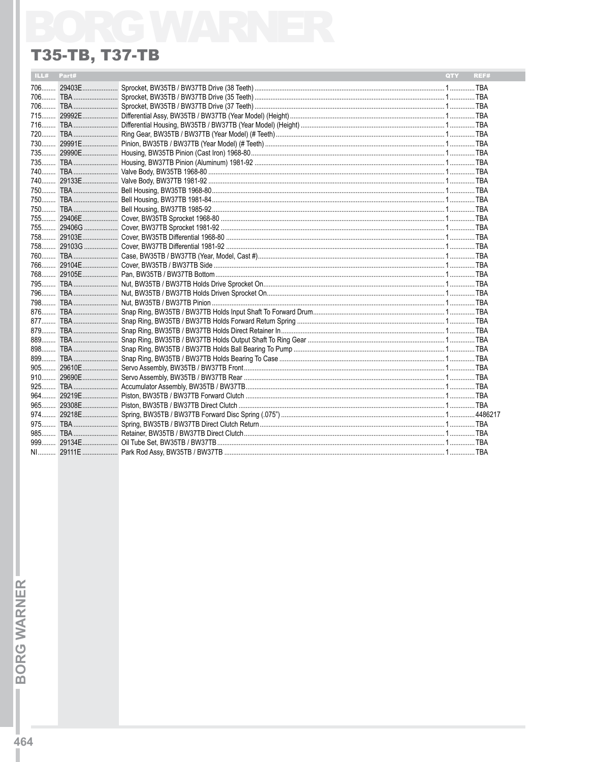## T35-TB, T37-TB

| ILL# | Part# | | QTY | REF# |
|---|---|---|---|---|
| 706 | 29403E | Sprocket, BW35TB / BW37TB Drive (38 Teeth) | 1 | TBA |
| 706 | TBA | Sprocket, BW35TB / BW37TB Drive (35 Teeth) | 1 | TBA |
| 706 | TBA | Sprocket, BW35TB / BW37TB Drive (37 Teeth) | 1 | TBA |
| 715 | 29992E | Differential Assy, BW35TB / BW37TB (Year Model) (Height) | 1 | TBA |
| 716 | TBA | Differential Housing, BW35TB / BW37TB (Year Model) (Height) | 1 | TBA |
| 720 | TBA | Ring Gear, BW35TB / BW37TB (Year Model) (# Teeth) | 1 | TBA |
| 730 | 29991E | Pinion, BW35TB / BW37TB (Year Model) (# Teeth) | 1 | TBA |
| 735 | 29990E | Housing, BW35TB Pinion (Cast Iron) 1968-80 | 1 | TBA |
| 735 | TBA | Housing, BW37TB Pinion (Aluminum) 1981-92 | 1 | TBA |
| 740 | TBA | Valve Body, BW35TB 1968-80 | 1 | TBA |
| 740 | 29133E | Valve Body, BW37TB 1981-92 | 1 | TBA |
| 750 | TBA | Bell Housing, BW35TB 1968-80 | 1 | TBA |
| 750 | TBA | Bell Housing, BW37TB 1981-84 | 1 | TBA |
| 750 | TBA | Bell Housing, BW37TB 1985-92 | 1 | TBA |
| 755 | 29406E | Cover, BW35TB Sprocket 1968-80 | 1 | TBA |
| 755 | 29406G | Cover, BW37TB Sprocket 1981-92 | 1 | TBA |
| 758 | 29103E | Cover, BW35TB Differential 1968-80 | 1 | TBA |
| 758 | 29103G | Cover, BW37TB Differential 1981-92 | 1 | TBA |
| 760 | TBA | Case, BW35TB / BW37TB (Year, Model, Cast #) | 1 | TBA |
| 766 | 29104E | Cover, BW35TB / BW37TB Side | 1 | TBA |
| 768 | 29105E | Pan, BW35TB / BW37TB Bottom | 1 | TBA |
| 795 | TBA | Nut, BW35TB / BW37TB Holds Drive Sprocket On | 1 | TBA |
| 796 | TBA | Nut, BW35TB / BW37TB Holds Driven Sprocket On | 1 | TBA |
| 798 | TBA | Nut, BW35TB / BW37TB Pinion | 1 | TBA |
| 876 | TBA | Snap Ring, BW35TB / BW37TB Holds Input Shaft To Forward Drum | 1 | TBA |
| 877 | TBA | Snap Ring, BW35TB / BW37TB Holds Forward Return Spring | 1 | TBA |
| 879 | TBA | Snap Ring, BW35TB / BW37TB Holds Direct Retainer In | 1 | TBA |
| 889 | TBA | Snap Ring, BW35TB / BW37TB Holds Output Shaft To Ring Gear | 1 | TBA |
| 898 | TBA | Snap Ring, BW35TB / BW37TB Holds Ball Bearing To Pump | 1 | TBA |
| 899 | TBA | Snap Ring, BW35TB / BW37TB Holds Bearing To Case | 1 | TBA |
| 905 | 29610E | Servo Assembly, BW35TB / BW37TB Front | 1 | TBA |
| 910 | 29690E | Servo Assembly, BW35TB / BW37TB Rear | 1 | TBA |
| 925 | TBA | Accumulator Assembly, BW35TB / BW37TB | 1 | TBA |
| 964 | 29219E | Piston, BW35TB / BW37TB Forward Clutch | 1 | TBA |
| 965 | 29308E | Piston, BW35TB / BW37TB Direct Clutch | 1 | TBA |
| 974 | 29218E | Spring, BW35TB / BW37TB Forward Disc Spring (.075") | 1 | 4486217 |
| 975 | TBA | Spring, BW35TB / BW37TB Direct Clutch Return | 1 | TBA |
| 985 | TBA | Retainer, BW35TB / BW37TB Direct Clutch | 1 | TBA |
| 999 | 29134E | Oil Tube Set, BW35TB / BW37TB | 1 | TBA |
| NI | 29111E | Park Rod Assy, BW35TB / BW37TB | 1 | TBA |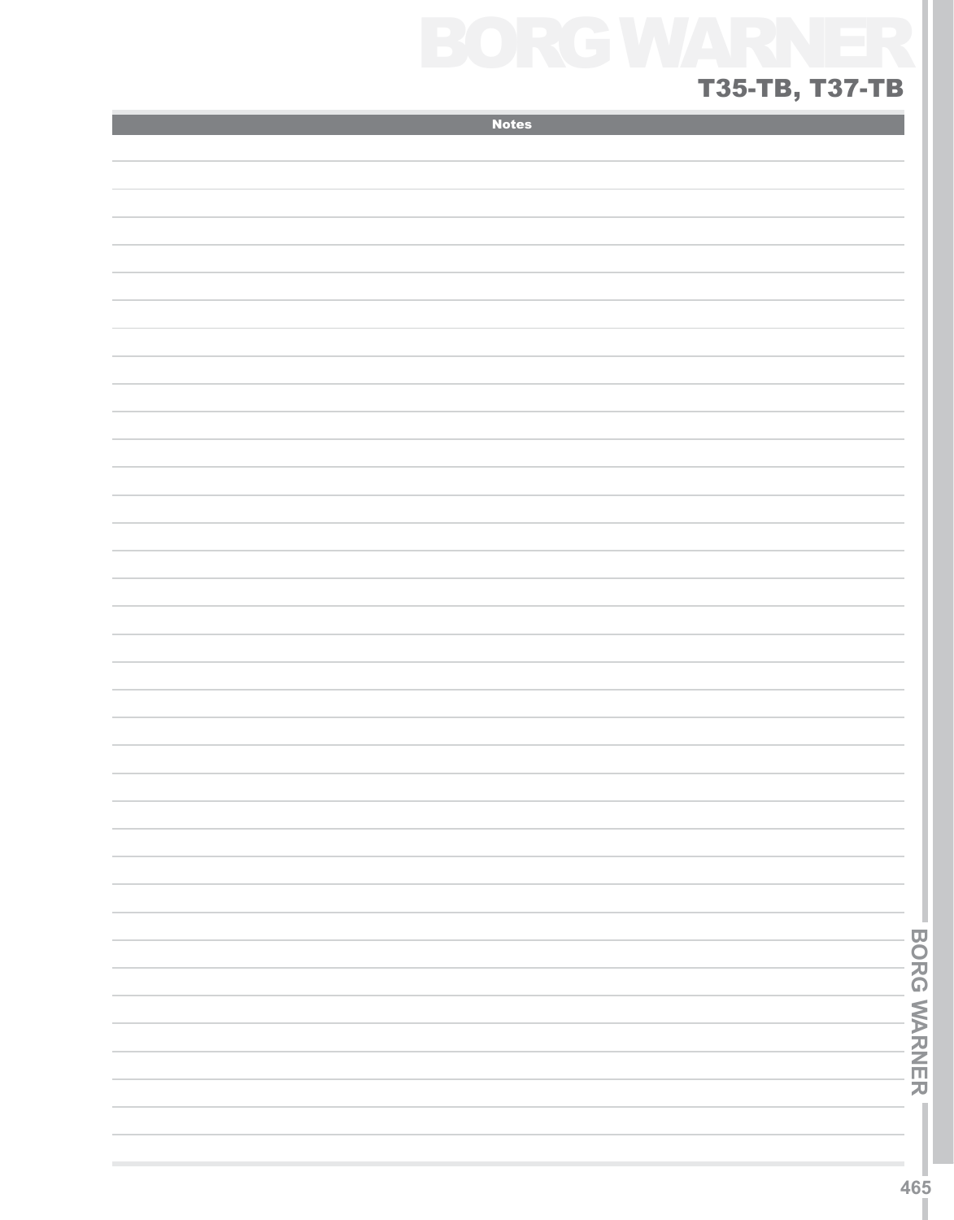## Notes